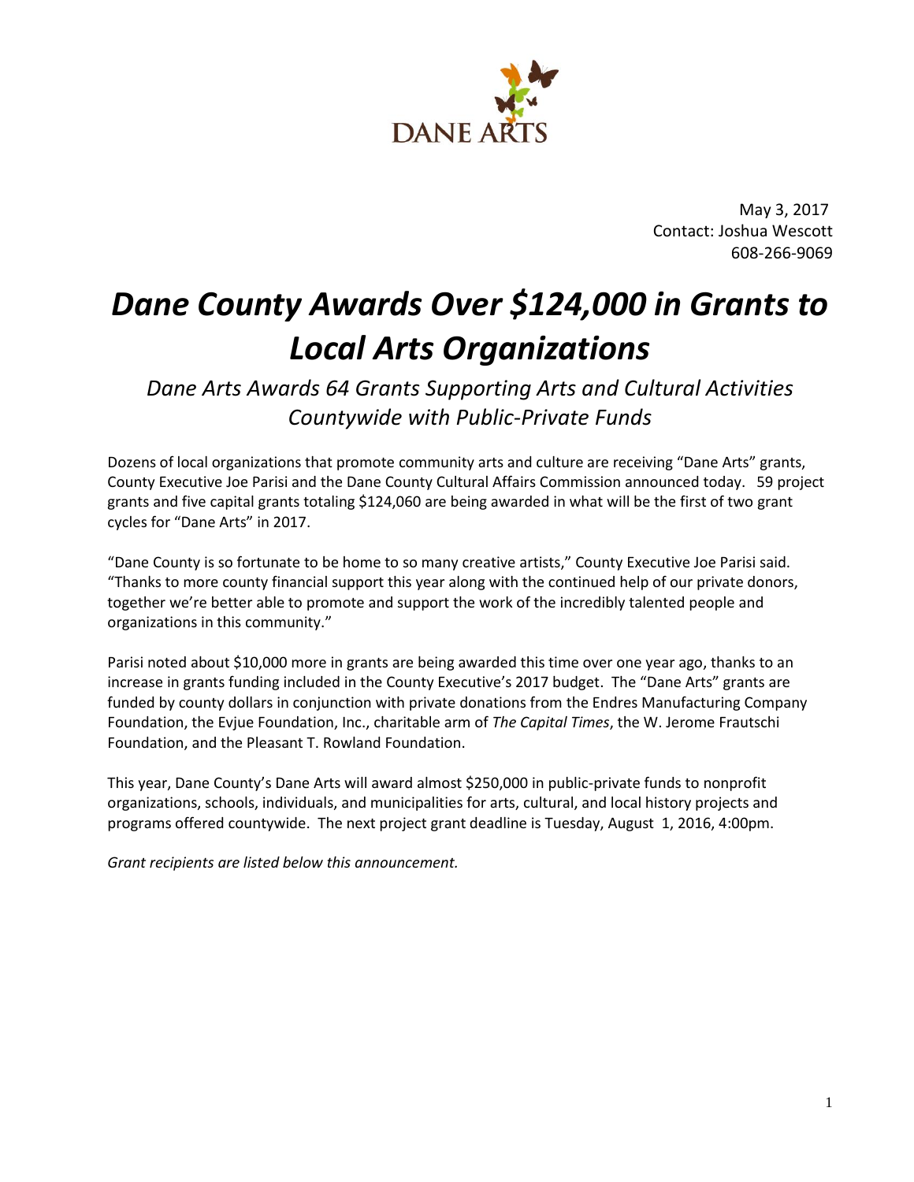DANE ARTS

May 3, 2017
Contact: Joshua Wescott
608-266-9069

# *Dane County Awards Over $124,000 in Grants to Local Arts Organizations*

## *Dane Arts Awards 64 Grants Supporting Arts and Cultural Activities Countywide with Public-Private Funds*

Dozens of local organizations that promote community arts and culture are receiving "Dane Arts" grants, County Executive Joe Parisi and the Dane County Cultural Affairs Commission announced today. 59 project grants and five capital grants totaling $124,060 are being awarded in what will be the first of two grant cycles for "Dane Arts" in 2017.

"Dane County is so fortunate to be home to so many creative artists," County Executive Joe Parisi said. "Thanks to more county financial support this year along with the continued help of our private donors, together we're better able to promote and support the work of the incredibly talented people and organizations in this community."

Parisi noted about $10,000 more in grants are being awarded this time over one year ago, thanks to an increase in grants funding included in the County Executive's 2017 budget. The "Dane Arts" grants are funded by county dollars in conjunction with private donations from the Endres Manufacturing Company Foundation, the Evjue Foundation, Inc., charitable arm of *The Capital Times*, the W. Jerome Frautschi Foundation, and the Pleasant T. Rowland Foundation.

This year, Dane County's Dane Arts will award almost $250,000 in public-private funds to nonprofit organizations, schools, individuals, and municipalities for arts, cultural, and local history projects and programs offered countywide. The next project grant deadline is Tuesday, August 1, 2016, 4:00pm.

*Grant recipients are listed below this announcement.*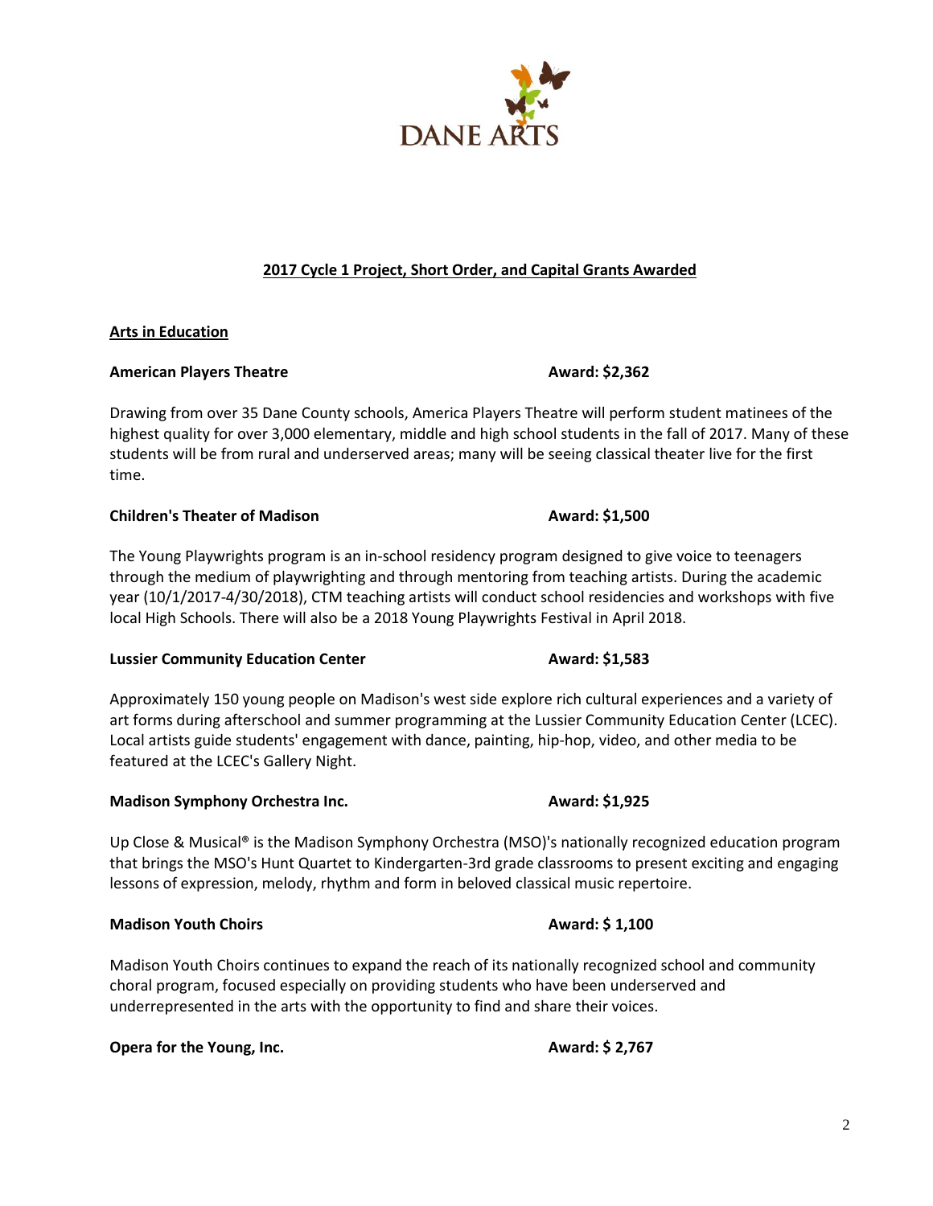DANE ARTS

## 2017 Cycle 1 Project, Short Order, and Capital Grants Awarded

### Arts in Education

**American Players Theatre** **Award: $2,362**

Drawing from over 35 Dane County schools, America Players Theatre will perform student matinees of the highest quality for over 3,000 elementary, middle and high school students in the fall of 2017. Many of these students will be from rural and underserved areas; many will be seeing classical theater live for the first time.

**Children's Theater of Madison** **Award: $1,500**

The Young Playwrights program is an in-school residency program designed to give voice to teenagers through the medium of playwrighting and through mentoring from teaching artists. During the academic year (10/1/2017-4/30/2018), CTM teaching artists will conduct school residencies and workshops with five local High Schools. There will also be a 2018 Young Playwrights Festival in April 2018.

**Lussier Community Education Center** **Award: $1,583**

Approximately 150 young people on Madison's west side explore rich cultural experiences and a variety of art forms during afterschool and summer programming at the Lussier Community Education Center (LCEC). Local artists guide students' engagement with dance, painting, hip-hop, video, and other media to be featured at the LCEC's Gallery Night.

**Madison Symphony Orchestra Inc.** **Award: $1,925**

Up Close & Musical® is the Madison Symphony Orchestra (MSO)'s nationally recognized education program that brings the MSO's Hunt Quartet to Kindergarten-3rd grade classrooms to present exciting and engaging lessons of expression, melody, rhythm and form in beloved classical music repertoire.

**Madison Youth Choirs** **Award: $ 1,100**

Madison Youth Choirs continues to expand the reach of its nationally recognized school and community choral program, focused especially on providing students who have been underserved and underrepresented in the arts with the opportunity to find and share their voices.

**Opera for the Young, Inc.** **Award: $ 2,767**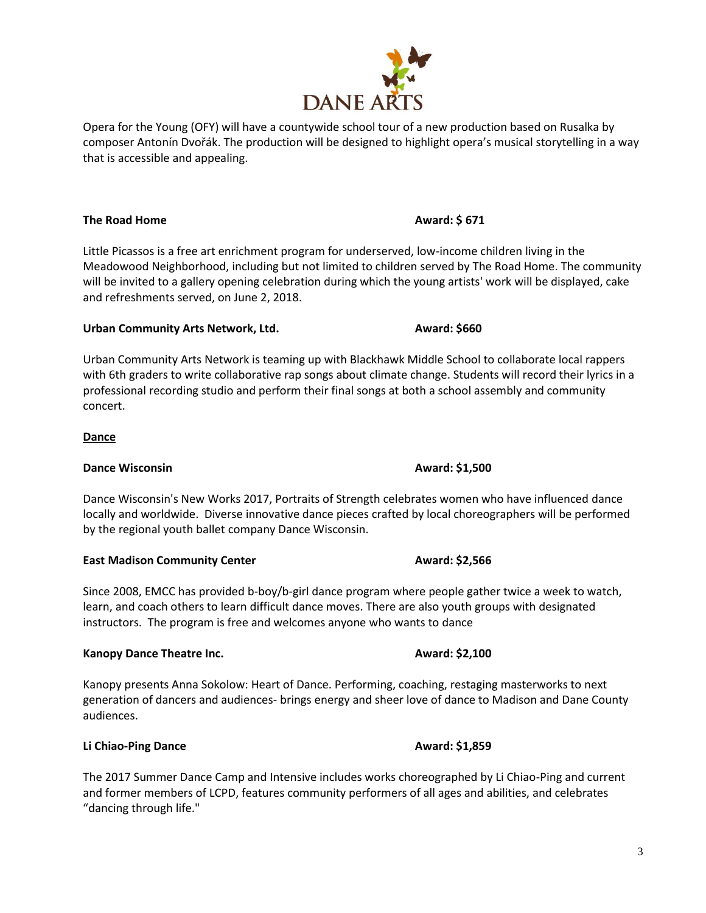Opera for the Young (OFY) will have a countywide school tour of a new production based on Rusalka by composer Antonín Dvořák. The production will be designed to highlight opera's musical storytelling in a way that is accessible and appealing.

**The Road Home** **Award: $ 671**

Little Picassos is a free art enrichment program for underserved, low-income children living in the Meadowood Neighborhood, including but not limited to children served by The Road Home. The community will be invited to a gallery opening celebration during which the young artists' work will be displayed, cake and refreshments served, on June 2, 2018.

**Urban Community Arts Network, Ltd.** **Award: $660**

Urban Community Arts Network is teaming up with Blackhawk Middle School to collaborate local rappers with 6th graders to write collaborative rap songs about climate change. Students will record their lyrics in a professional recording studio and perform their final songs at both a school assembly and community concert.

## Dance

**Dance Wisconsin** **Award: $1,500**

Dance Wisconsin's New Works 2017, Portraits of Strength celebrates women who have influenced dance locally and worldwide. Diverse innovative dance pieces crafted by local choreographers will be performed by the regional youth ballet company Dance Wisconsin.

**East Madison Community Center** **Award: $2,566**

Since 2008, EMCC has provided b-boy/b-girl dance program where people gather twice a week to watch, learn, and coach others to learn difficult dance moves. There are also youth groups with designated instructors. The program is free and welcomes anyone who wants to dance

**Kanopy Dance Theatre Inc.** **Award: $2,100**

Kanopy presents Anna Sokolow: Heart of Dance. Performing, coaching, restaging masterworks to next generation of dancers and audiences- brings energy and sheer love of dance to Madison and Dane County audiences.

**Li Chiao-Ping Dance** **Award: $1,859**

The 2017 Summer Dance Camp and Intensive includes works choreographed by Li Chiao-Ping and current and former members of LCPD, features community performers of all ages and abilities, and celebrates "dancing through life."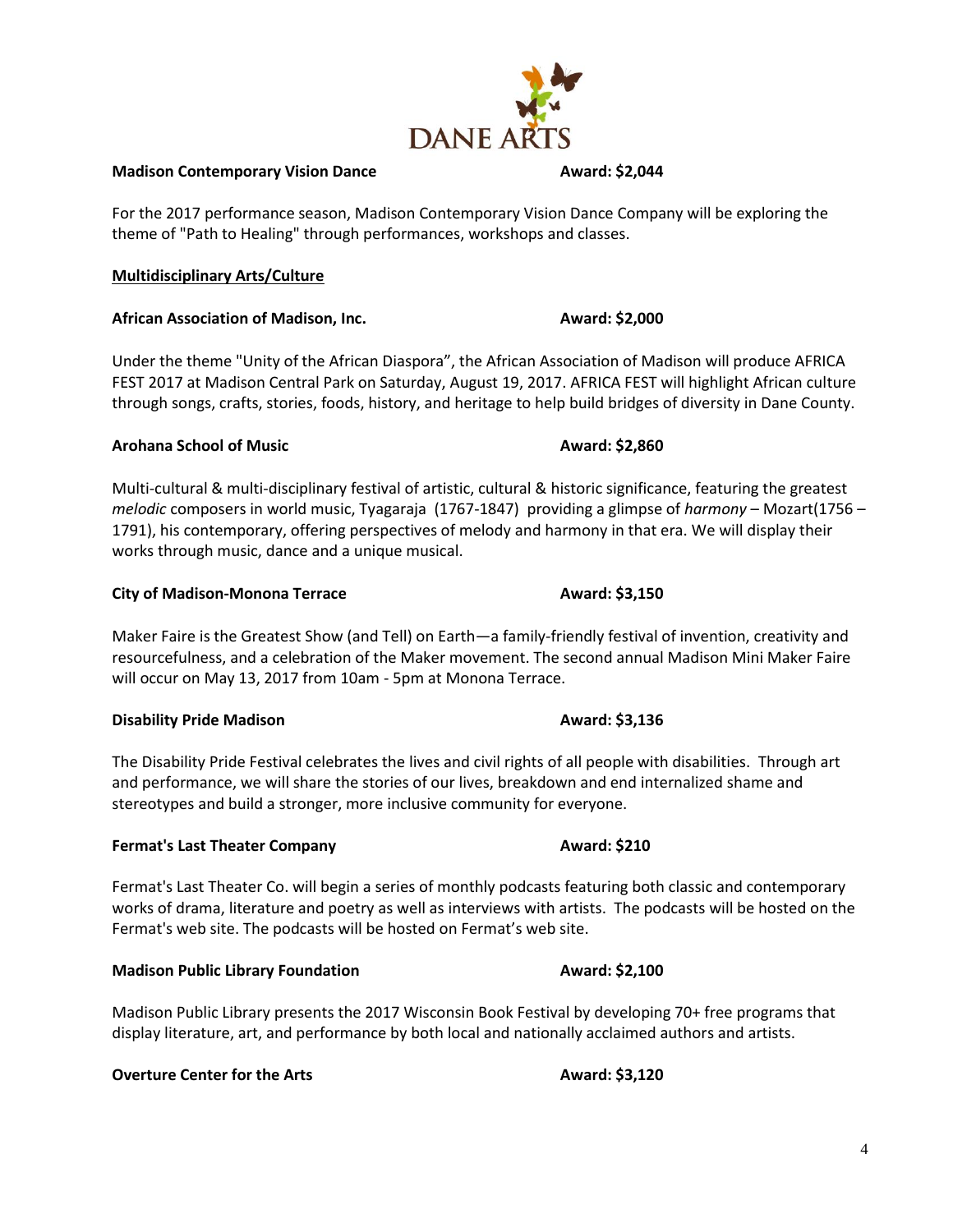**Madison Contemporary Vision Dance** **Award: $2,044**

For the 2017 performance season, Madison Contemporary Vision Dance Company will be exploring the theme of "Path to Healing" through performances, workshops and classes.

**Multidisciplinary Arts/Culture**

**African Association of Madison, Inc.** **Award: $2,000**

Under the theme "Unity of the African Diaspora", the African Association of Madison will produce AFRICA FEST 2017 at Madison Central Park on Saturday, August 19, 2017. AFRICA FEST will highlight African culture through songs, crafts, stories, foods, history, and heritage to help build bridges of diversity in Dane County.

**Arohana School of Music** **Award: $2,860**

Multi-cultural & multi-disciplinary festival of artistic, cultural & historic significance, featuring the greatest *melodic* composers in world music, Tyagaraja (1767-1847) providing a glimpse of *harmony* – Mozart(1756 – 1791), his contemporary, offering perspectives of melody and harmony in that era. We will display their works through music, dance and a unique musical.

**City of Madison-Monona Terrace** **Award: $3,150**

Maker Faire is the Greatest Show (and Tell) on Earth—a family-friendly festival of invention, creativity and resourcefulness, and a celebration of the Maker movement. The second annual Madison Mini Maker Faire will occur on May 13, 2017 from 10am - 5pm at Monona Terrace.

**Disability Pride Madison** **Award: $3,136**

The Disability Pride Festival celebrates the lives and civil rights of all people with disabilities. Through art and performance, we will share the stories of our lives, breakdown and end internalized shame and stereotypes and build a stronger, more inclusive community for everyone.

**Fermat's Last Theater Company** **Award: $210**

Fermat's Last Theater Co. will begin a series of monthly podcasts featuring both classic and contemporary works of drama, literature and poetry as well as interviews with artists. The podcasts will be hosted on the Fermat's web site. The podcasts will be hosted on Fermat's web site.

**Madison Public Library Foundation** **Award: $2,100**

Madison Public Library presents the 2017 Wisconsin Book Festival by developing 70+ free programs that display literature, art, and performance by both local and nationally acclaimed authors and artists.

**Overture Center for the Arts** **Award: $3,120**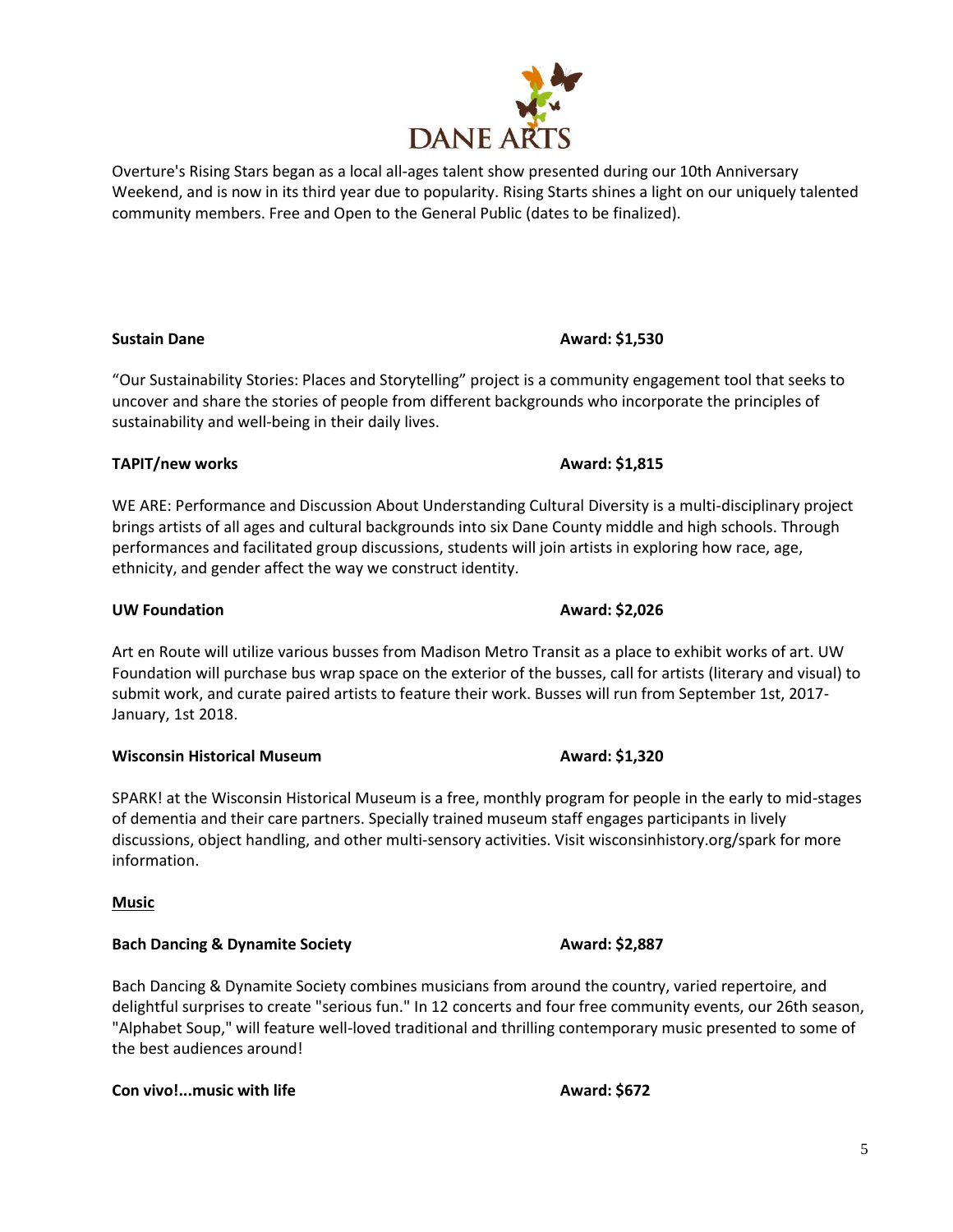Overture's Rising Stars began as a local all-ages talent show presented during our 10th Anniversary Weekend, and is now in its third year due to popularity. Rising Starts shines a light on our uniquely talented community members. Free and Open to the General Public (dates to be finalized).

**Sustain Dane** **Award: $1,530**

"Our Sustainability Stories: Places and Storytelling" project is a community engagement tool that seeks to uncover and share the stories of people from different backgrounds who incorporate the principles of sustainability and well-being in their daily lives.

**TAPIT/new works** **Award: $1,815**

WE ARE: Performance and Discussion About Understanding Cultural Diversity is a multi-disciplinary project brings artists of all ages and cultural backgrounds into six Dane County middle and high schools. Through performances and facilitated group discussions, students will join artists in exploring how race, age, ethnicity, and gender affect the way we construct identity.

**UW Foundation** **Award: $2,026**

Art en Route will utilize various busses from Madison Metro Transit as a place to exhibit works of art. UW Foundation will purchase bus wrap space on the exterior of the busses, call for artists (literary and visual) to submit work, and curate paired artists to feature their work. Busses will run from September 1st, 2017-January, 1st 2018.

**Wisconsin Historical Museum** **Award: $1,320**

SPARK! at the Wisconsin Historical Museum is a free, monthly program for people in the early to mid-stages of dementia and their care partners. Specially trained museum staff engages participants in lively discussions, object handling, and other multi-sensory activities. Visit wisconsinhistory.org/spark for more information.

**Music**

**Bach Dancing & Dynamite Society** **Award: $2,887**

Bach Dancing & Dynamite Society combines musicians from around the country, varied repertoire, and delightful surprises to create "serious fun." In 12 concerts and four free community events, our 26th season, "Alphabet Soup," will feature well-loved traditional and thrilling contemporary music presented to some of the best audiences around!

**Con vivo!...music with life** **Award: $672**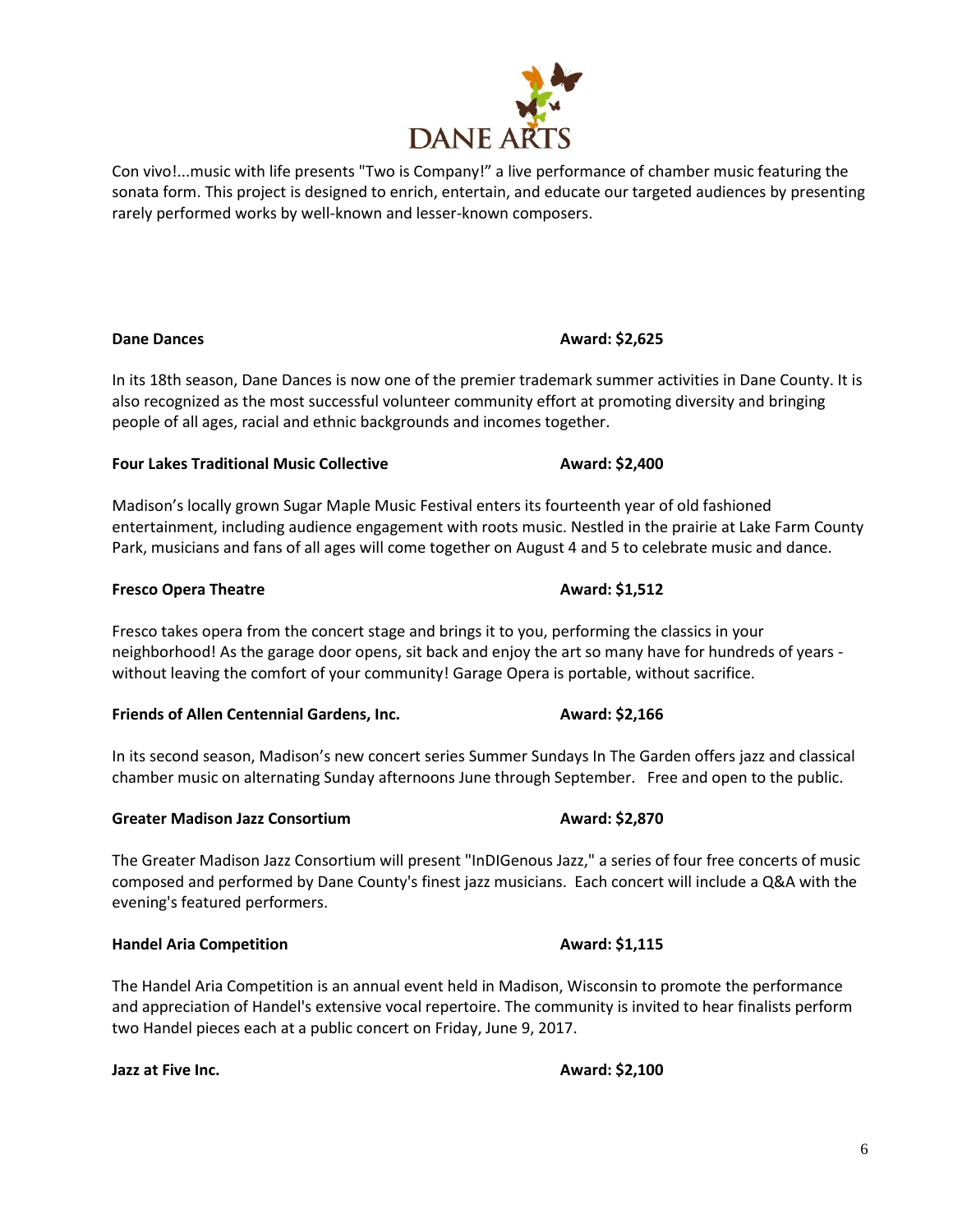Con vivo!...music with life presents "Two is Company!" a live performance of chamber music featuring the sonata form. This project is designed to enrich, entertain, and educate our targeted audiences by presenting rarely performed works by well-known and lesser-known composers.

**Dane Dances** **Award: $2,625**

In its 18th season, Dane Dances is now one of the premier trademark summer activities in Dane County. It is also recognized as the most successful volunteer community effort at promoting diversity and bringing people of all ages, racial and ethnic backgrounds and incomes together.

**Four Lakes Traditional Music Collective** **Award: $2,400**

Madison's locally grown Sugar Maple Music Festival enters its fourteenth year of old fashioned entertainment, including audience engagement with roots music. Nestled in the prairie at Lake Farm County Park, musicians and fans of all ages will come together on August 4 and 5 to celebrate music and dance.

**Fresco Opera Theatre** **Award: $1,512**

Fresco takes opera from the concert stage and brings it to you, performing the classics in your neighborhood! As the garage door opens, sit back and enjoy the art so many have for hundreds of years - without leaving the comfort of your community! Garage Opera is portable, without sacrifice.

**Friends of Allen Centennial Gardens, Inc.** **Award: $2,166**

In its second season, Madison's new concert series Summer Sundays In The Garden offers jazz and classical chamber music on alternating Sunday afternoons June through September. Free and open to the public.

**Greater Madison Jazz Consortium** **Award: $2,870**

The Greater Madison Jazz Consortium will present "InDIGenous Jazz," a series of four free concerts of music composed and performed by Dane County's finest jazz musicians. Each concert will include a Q&A with the evening's featured performers.

**Handel Aria Competition** **Award: $1,115**

The Handel Aria Competition is an annual event held in Madison, Wisconsin to promote the performance and appreciation of Handel's extensive vocal repertoire. The community is invited to hear finalists perform two Handel pieces each at a public concert on Friday, June 9, 2017.

**Jazz at Five Inc.** **Award: $2,100**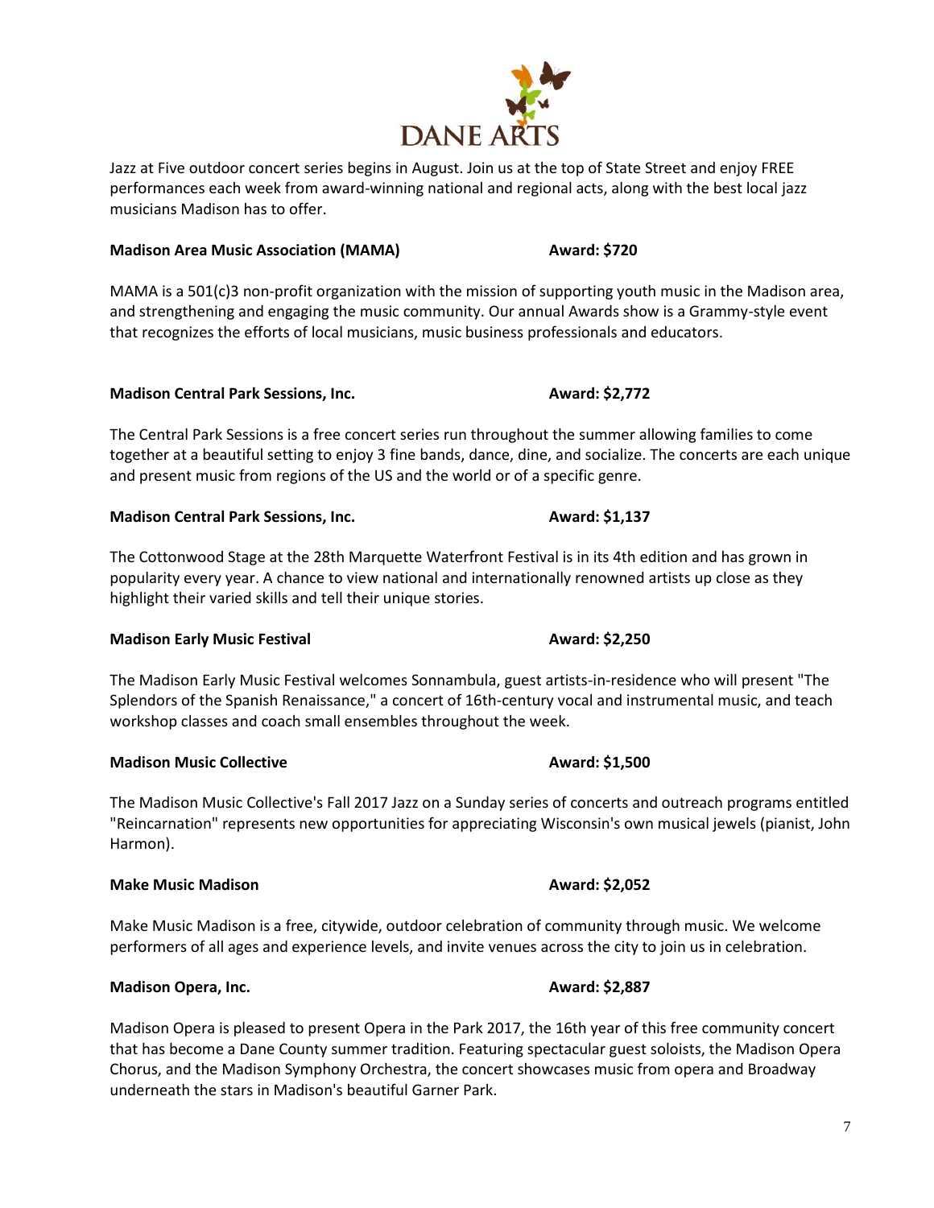Jazz at Five outdoor concert series begins in August. Join us at the top of State Street and enjoy FREE performances each week from award-winning national and regional acts, along with the best local jazz musicians Madison has to offer.

**Madison Area Music Association (MAMA)** **Award: $720**

MAMA is a 501(c)3 non-profit organization with the mission of supporting youth music in the Madison area, and strengthening and engaging the music community. Our annual Awards show is a Grammy-style event that recognizes the efforts of local musicians, music business professionals and educators.

**Madison Central Park Sessions, Inc.** **Award: $2,772**

The Central Park Sessions is a free concert series run throughout the summer allowing families to come together at a beautiful setting to enjoy 3 fine bands, dance, dine, and socialize. The concerts are each unique and present music from regions of the US and the world or of a specific genre.

**Madison Central Park Sessions, Inc.** **Award: $1,137**

The Cottonwood Stage at the 28th Marquette Waterfront Festival is in its 4th edition and has grown in popularity every year. A chance to view national and internationally renowned artists up close as they highlight their varied skills and tell their unique stories.

**Madison Early Music Festival** **Award: $2,250**

The Madison Early Music Festival welcomes Sonnambula, guest artists-in-residence who will present "The Splendors of the Spanish Renaissance," a concert of 16th-century vocal and instrumental music, and teach workshop classes and coach small ensembles throughout the week.

**Madison Music Collective** **Award: $1,500**

The Madison Music Collective's Fall 2017 Jazz on a Sunday series of concerts and outreach programs entitled "Reincarnation" represents new opportunities for appreciating Wisconsin's own musical jewels (pianist, John Harmon).

**Make Music Madison** **Award: $2,052**

Make Music Madison is a free, citywide, outdoor celebration of community through music. We welcome performers of all ages and experience levels, and invite venues across the city to join us in celebration.

**Madison Opera, Inc.** **Award: $2,887**

Madison Opera is pleased to present Opera in the Park 2017, the 16th year of this free community concert that has become a Dane County summer tradition. Featuring spectacular guest soloists, the Madison Opera Chorus, and the Madison Symphony Orchestra, the concert showcases music from opera and Broadway underneath the stars in Madison's beautiful Garner Park.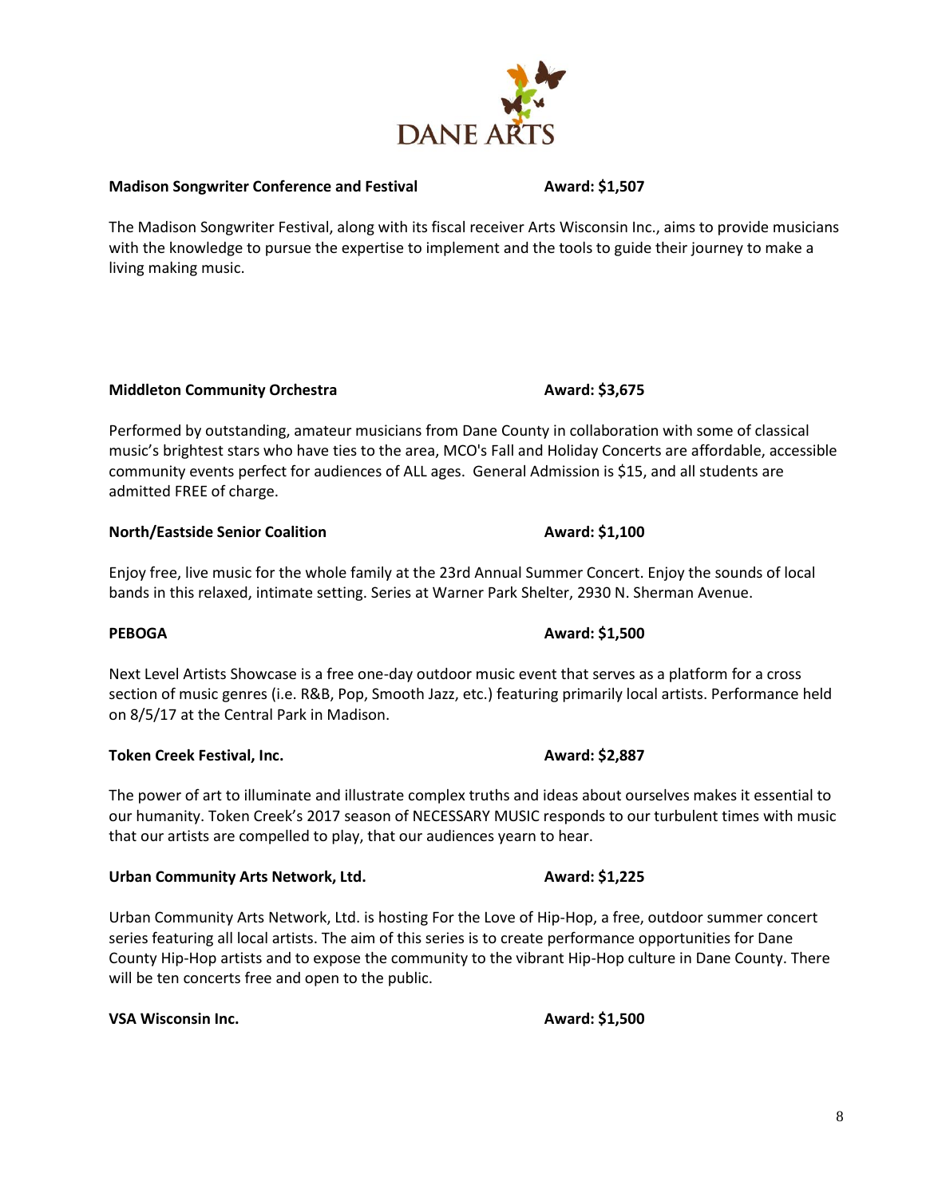**Madison Songwriter Conference and Festival** **Award: $1,507**

The Madison Songwriter Festival, along with its fiscal receiver Arts Wisconsin Inc., aims to provide musicians with the knowledge to pursue the expertise to implement and the tools to guide their journey to make a living making music.

**Middleton Community Orchestra** **Award: $3,675**

Performed by outstanding, amateur musicians from Dane County in collaboration with some of classical music's brightest stars who have ties to the area, MCO's Fall and Holiday Concerts are affordable, accessible community events perfect for audiences of ALL ages. General Admission is $15, and all students are admitted FREE of charge.

**North/Eastside Senior Coalition** **Award: $1,100**

Enjoy free, live music for the whole family at the 23rd Annual Summer Concert. Enjoy the sounds of local bands in this relaxed, intimate setting. Series at Warner Park Shelter, 2930 N. Sherman Avenue.

**PEBOGA** **Award: $1,500**

Next Level Artists Showcase is a free one-day outdoor music event that serves as a platform for a cross section of music genres (i.e. R&B, Pop, Smooth Jazz, etc.) featuring primarily local artists. Performance held on 8/5/17 at the Central Park in Madison.

**Token Creek Festival, Inc.** **Award: $2,887**

The power of art to illuminate and illustrate complex truths and ideas about ourselves makes it essential to our humanity. Token Creek's 2017 season of NECESSARY MUSIC responds to our turbulent times with music that our artists are compelled to play, that our audiences yearn to hear.

**Urban Community Arts Network, Ltd.** **Award: $1,225**

Urban Community Arts Network, Ltd. is hosting For the Love of Hip-Hop, a free, outdoor summer concert series featuring all local artists. The aim of this series is to create performance opportunities for Dane County Hip-Hop artists and to expose the community to the vibrant Hip-Hop culture in Dane County. There will be ten concerts free and open to the public.

**VSA Wisconsin Inc.** **Award: $1,500**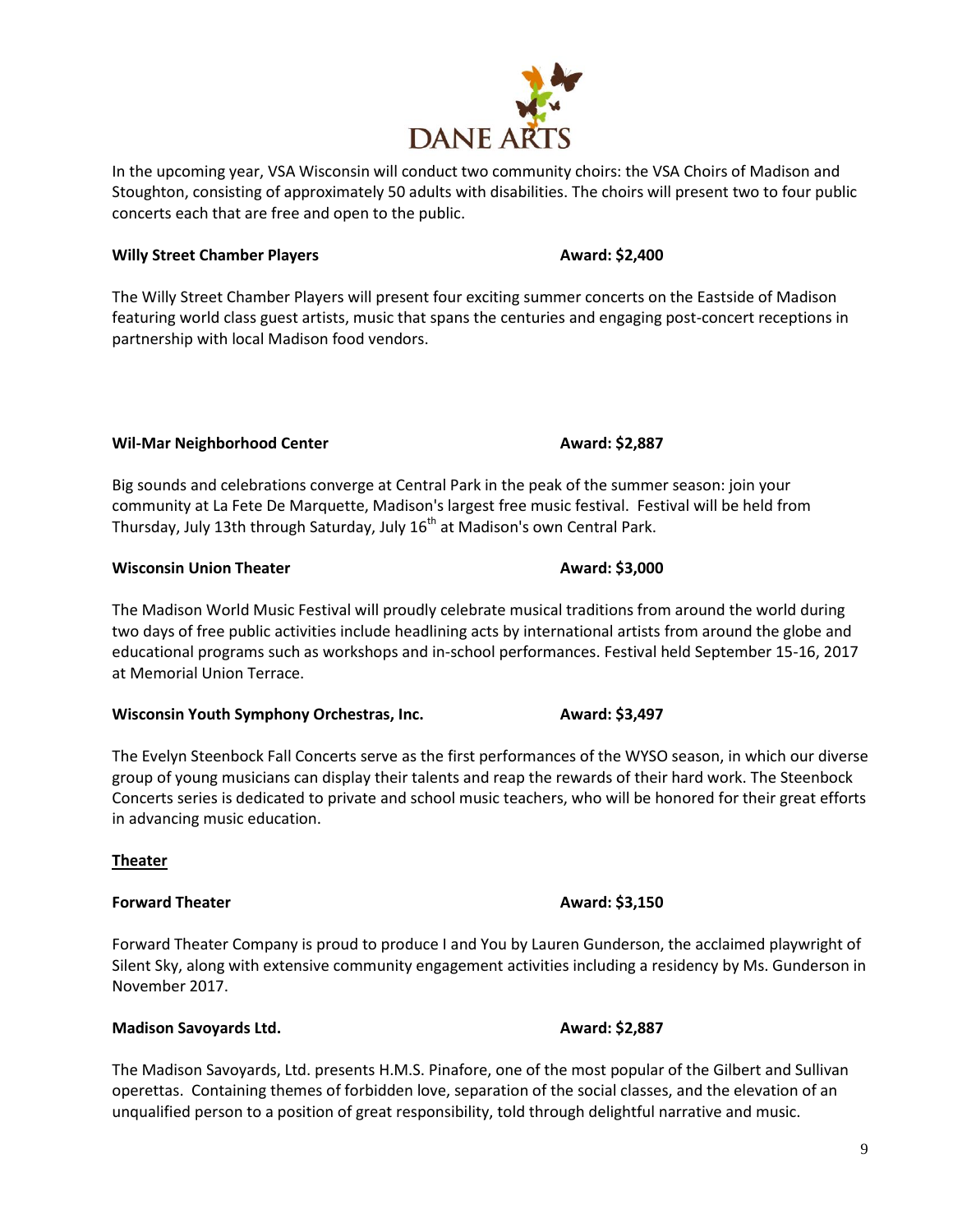In the upcoming year, VSA Wisconsin will conduct two community choirs: the VSA Choirs of Madison and Stoughton, consisting of approximately 50 adults with disabilities. The choirs will present two to four public concerts each that are free and open to the public.

**Willy Street Chamber Players** **Award: $2,400**

The Willy Street Chamber Players will present four exciting summer concerts on the Eastside of Madison featuring world class guest artists, music that spans the centuries and engaging post-concert receptions in partnership with local Madison food vendors.

**Wil-Mar Neighborhood Center** **Award: $2,887**

Big sounds and celebrations converge at Central Park in the peak of the summer season: join your community at La Fete De Marquette, Madison's largest free music festival. Festival will be held from Thursday, July 13th through Saturday, July 16th at Madison's own Central Park.

**Wisconsin Union Theater** **Award: $3,000**

The Madison World Music Festival will proudly celebrate musical traditions from around the world during two days of free public activities include headlining acts by international artists from around the globe and educational programs such as workshops and in-school performances. Festival held September 15-16, 2017 at Memorial Union Terrace.

**Wisconsin Youth Symphony Orchestras, Inc.** **Award: $3,497**

The Evelyn Steenbock Fall Concerts serve as the first performances of the WYSO season, in which our diverse group of young musicians can display their talents and reap the rewards of their hard work. The Steenbock Concerts series is dedicated to private and school music teachers, who will be honored for their great efforts in advancing music education.

**<u>Theater</u>**

**Forward Theater** **Award: $3,150**

Forward Theater Company is proud to produce I and You by Lauren Gunderson, the acclaimed playwright of Silent Sky, along with extensive community engagement activities including a residency by Ms. Gunderson in November 2017.

**Madison Savoyards Ltd.** **Award: $2,887**

The Madison Savoyards, Ltd. presents H.M.S. Pinafore, one of the most popular of the Gilbert and Sullivan operettas. Containing themes of forbidden love, separation of the social classes, and the elevation of an unqualified person to a position of great responsibility, told through delightful narrative and music.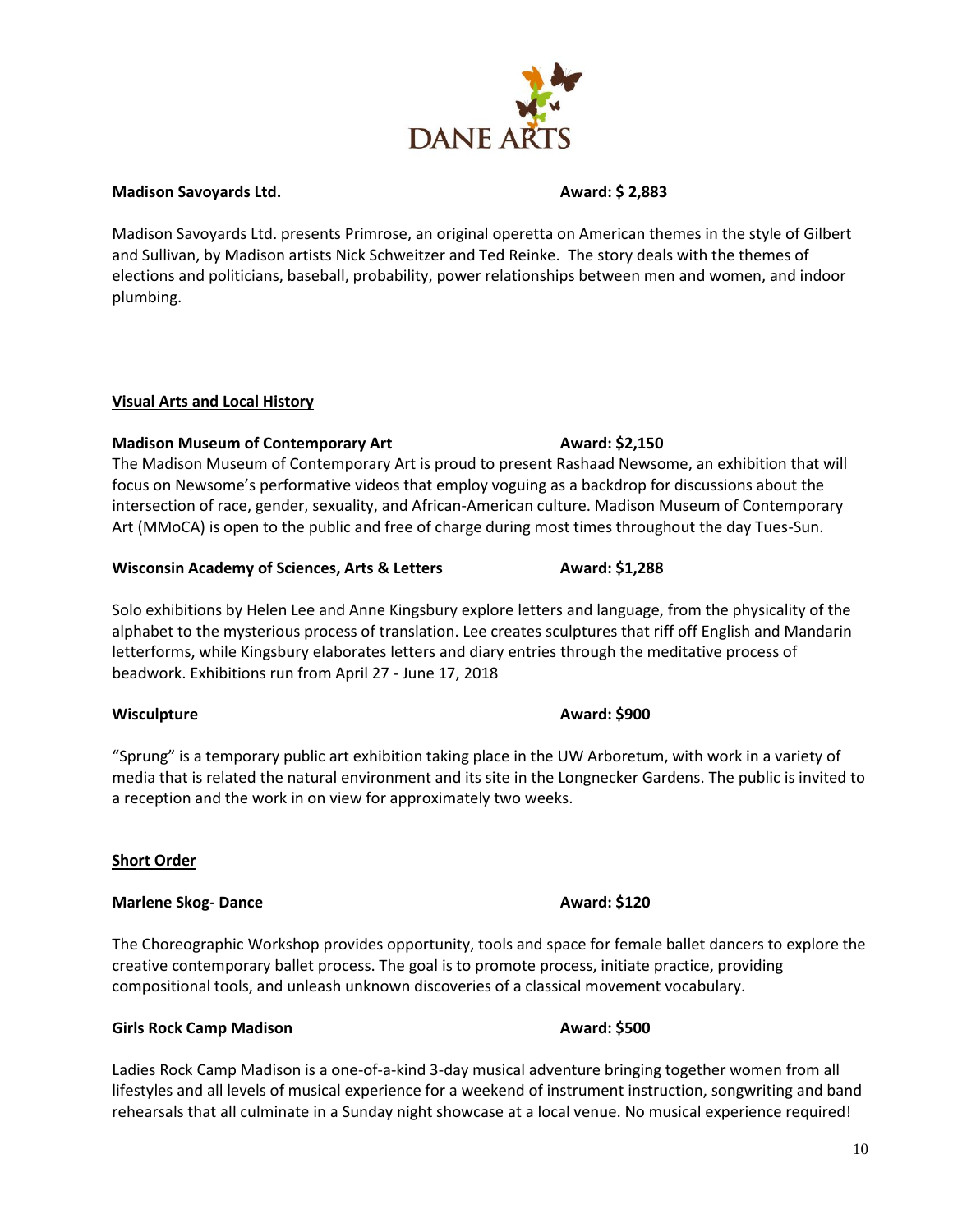**Madison Savoyards Ltd.** **Award: $ 2,883**

Madison Savoyards Ltd. presents Primrose, an original operetta on American themes in the style of Gilbert and Sullivan, by Madison artists Nick Schweitzer and Ted Reinke. The story deals with the themes of elections and politicians, baseball, probability, power relationships between men and women, and indoor plumbing.

## Visual Arts and Local History

**Madison Museum of Contemporary Art** **Award: $2,150**

The Madison Museum of Contemporary Art is proud to present Rashaad Newsome, an exhibition that will focus on Newsome's performative videos that employ voguing as a backdrop for discussions about the intersection of race, gender, sexuality, and African-American culture. Madison Museum of Contemporary Art (MMoCA) is open to the public and free of charge during most times throughout the day Tues-Sun.

**Wisconsin Academy of Sciences, Arts & Letters** **Award: $1,288**

Solo exhibitions by Helen Lee and Anne Kingsbury explore letters and language, from the physicality of the alphabet to the mysterious process of translation. Lee creates sculptures that riff off English and Mandarin letterforms, while Kingsbury elaborates letters and diary entries through the meditative process of beadwork. Exhibitions run from April 27 - June 17, 2018

**Wisculpture** **Award: $900**

"Sprung" is a temporary public art exhibition taking place in the UW Arboretum, with work in a variety of media that is related the natural environment and its site in the Longnecker Gardens. The public is invited to a reception and the work in on view for approximately two weeks.

## Short Order

**Marlene Skog- Dance** **Award: $120**

The Choreographic Workshop provides opportunity, tools and space for female ballet dancers to explore the creative contemporary ballet process. The goal is to promote process, initiate practice, providing compositional tools, and unleash unknown discoveries of a classical movement vocabulary.

**Girls Rock Camp Madison** **Award: $500**

Ladies Rock Camp Madison is a one-of-a-kind 3-day musical adventure bringing together women from all lifestyles and all levels of musical experience for a weekend of instrument instruction, songwriting and band rehearsals that all culminate in a Sunday night showcase at a local venue. No musical experience required!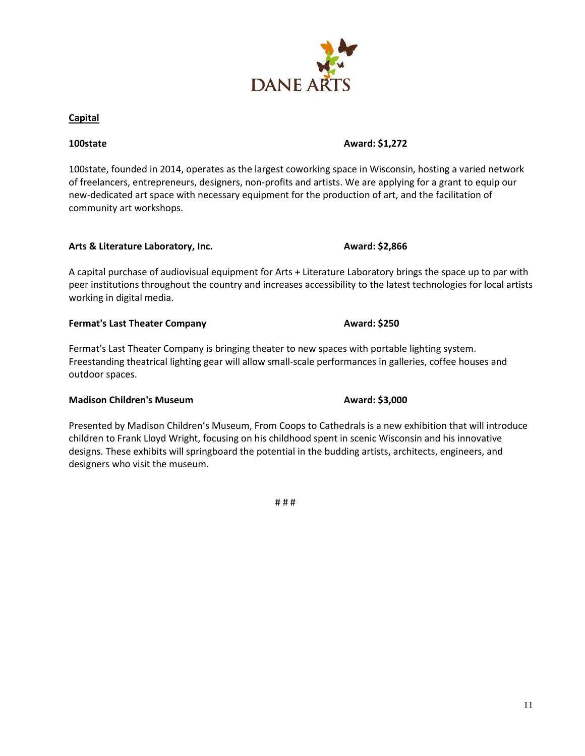DANE ARTS

**Capital**

**100state** **Award: $1,272**

100state, founded in 2014, operates as the largest coworking space in Wisconsin, hosting a varied network of freelancers, entrepreneurs, designers, non-profits and artists. We are applying for a grant to equip our new-dedicated art space with necessary equipment for the production of art, and the facilitation of community art workshops.

**Arts & Literature Laboratory, Inc.** **Award: $2,866**

A capital purchase of audiovisual equipment for Arts + Literature Laboratory brings the space up to par with peer institutions throughout the country and increases accessibility to the latest technologies for local artists working in digital media.

**Fermat's Last Theater Company** **Award: $250**

Fermat's Last Theater Company is bringing theater to new spaces with portable lighting system. Freestanding theatrical lighting gear will allow small-scale performances in galleries, coffee houses and outdoor spaces.

**Madison Children's Museum** **Award: $3,000**

Presented by Madison Children's Museum, From Coops to Cathedrals is a new exhibition that will introduce children to Frank Lloyd Wright, focusing on his childhood spent in scenic Wisconsin and his innovative designs. These exhibits will springboard the potential in the budding artists, architects, engineers, and designers who visit the museum.

# # #